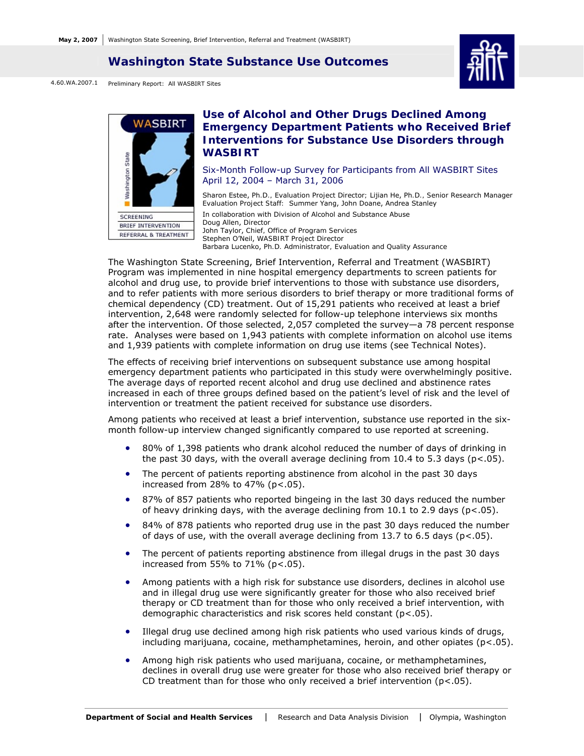May 2, 2007 | Washington State Screening, Brief Intervention, Referral and Treatment (WASBIRT)

# Washington State Substance Use Outcomes

4.60.WA.2007.1 Preliminary Report: All WASBIRT Sites

WASBIRT — Washington State — SCREENING, BRIEF INTERVENTION, REFERRAL & TREATMENT

## Use of Alcohol and Other Drugs Declined Among Emergency Department Patients who Received Brief Interventions for Substance Use Disorders through WASBIRT

### Six-Month Follow-up Survey for Participants from All WASBIRT Sites April 12, 2004 – March 31, 2006

Sharon Estee, Ph.D., Evaluation Project Director; Lijian He, Ph.D., Senior Research Manager
Evaluation Project Staff: Summer Yang, John Doane, Andrea Stanley

In collaboration with Division of Alcohol and Substance Abuse
Doug Allen, Director
John Taylor, Chief, Office of Program Services
Stephen O'Neil, WASBIRT Project Director
Barbara Lucenko, Ph.D. Administrator, Evaluation and Quality Assurance

The Washington State Screening, Brief Intervention, Referral and Treatment (WASBIRT) Program was implemented in nine hospital emergency departments to screen patients for alcohol and drug use, to provide brief interventions to those with substance use disorders, and to refer patients with more serious disorders to brief therapy or more traditional forms of chemical dependency (CD) treatment. Out of 15,291 patients who received at least a brief intervention, 2,648 were randomly selected for follow-up telephone interviews six months after the intervention. Of those selected, 2,057 completed the survey—a 78 percent response rate. Analyses were based on 1,943 patients with complete information on alcohol use items and 1,939 patients with complete information on drug use items (see Technical Notes).

The effects of receiving brief interventions on subsequent substance use among hospital emergency department patients who participated in this study were overwhelmingly positive. The average days of reported recent alcohol and drug use declined and abstinence rates increased in each of three groups defined based on the patient's level of risk and the level of intervention or treatment the patient received for substance use disorders.

Among patients who received at least a brief intervention, substance use reported in the six-month follow-up interview changed significantly compared to use reported at screening.

- 80% of 1,398 patients who drank alcohol reduced the number of days of drinking in the past 30 days, with the overall average declining from 10.4 to 5.3 days ($p<.05$).
- The percent of patients reporting abstinence from alcohol in the past 30 days increased from 28% to 47% ($p<.05$).
- 87% of 857 patients who reported bingeing in the last 30 days reduced the number of heavy drinking days, with the average declining from 10.1 to 2.9 days ($p<.05$).
- 84% of 878 patients who reported drug use in the past 30 days reduced the number of days of use, with the overall average declining from 13.7 to 6.5 days ($p<.05$).
- The percent of patients reporting abstinence from illegal drugs in the past 30 days increased from 55% to 71% ($p<.05$).
- Among patients with a high risk for substance use disorders, declines in alcohol use and in illegal drug use were significantly greater for those who also received brief therapy or CD treatment than for those who only received a brief intervention, with demographic characteristics and risk scores held constant ($p<.05$).
- Illegal drug use declined among high risk patients who used various kinds of drugs, including marijuana, cocaine, methamphetamines, heroin, and other opiates ($p<.05$).
- Among high risk patients who used marijuana, cocaine, or methamphetamines, declines in overall drug use were greater for those who also received brief therapy or CD treatment than for those who only received a brief intervention ($p<.05$).

Department of Social and Health Services | Research and Data Analysis Division | Olympia, Washington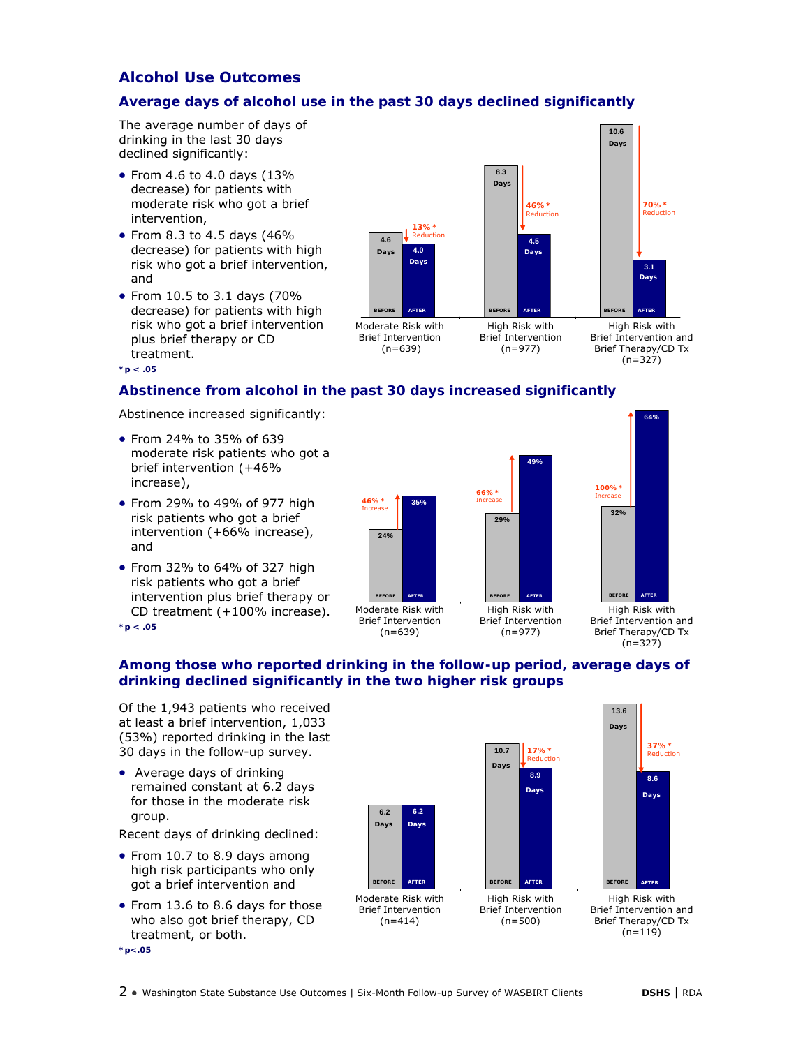## Alcohol Use Outcomes

### Average days of alcohol use in the past 30 days declined significantly

The average number of days of drinking in the last 30 days declined significantly:

- From 4.6 to 4.0 days (13% decrease) for patients with moderate risk who got a brief intervention,
- From 8.3 to 4.5 days (46% decrease) for patients with high risk who got a brief intervention, and
- From 10.5 to 3.1 days (70% decrease) for patients with high risk who got a brief intervention plus brief therapy or CD treatment.

*p < .05

| | Moderate Risk with Brief Intervention (n=639) | High Risk with Brief Intervention (n=977) | High Risk with Brief Intervention and Brief Therapy/CD Tx (n=327) |
|---|---|---|---|
| BEFORE | 4.6 Days | 8.3 Days | 10.6 Days |
| AFTER | 4.0 Days | 4.5 Days | 3.1 Days |
| Reduction | 13% * | 46% * | 70% * |

### Abstinence from alcohol in the past 30 days increased significantly

Abstinence increased significantly:

- From 24% to 35% of 639 moderate risk patients who got a brief intervention (+46% increase),
- From 29% to 49% of 977 high risk patients who got a brief intervention (+66% increase), and
- From 32% to 64% of 327 high risk patients who got a brief intervention plus brief therapy or CD treatment (+100% increase).

*p < .05

| | Moderate Risk with Brief Intervention (n=639) | High Risk with Brief Intervention (n=977) | High Risk with Brief Intervention and Brief Therapy/CD Tx (n=327) |
|---|---|---|---|
| BEFORE | 24% | 29% | 32% |
| AFTER | 35% | 49% | 64% |
| Increase | 46% * | 66% * | 100% * |

### Among those who reported drinking in the follow-up period, average days of drinking declined significantly in the two higher risk groups

Of the 1,943 patients who received at least a brief intervention, 1,033 (53%) reported drinking in the last 30 days in the follow-up survey.

- Average days of drinking remained constant at 6.2 days for those in the moderate risk group.

Recent days of drinking declined:

- From 10.7 to 8.9 days among high risk participants who only got a brief intervention and
- From 13.6 to 8.6 days for those who also got brief therapy, CD treatment, or both.

*p<.05

| | Moderate Risk with Brief Intervention (n=414) | High Risk with Brief Intervention (n=500) | High Risk with Brief Intervention and Brief Therapy/CD Tx (n=119) |
|---|---|---|---|
| BEFORE | 6.2 Days | 10.7 Days | 13.6 Days |
| AFTER | 6.2 Days | 8.9 Days | 8.6 Days |
| Reduction | | 17% * | 37% * |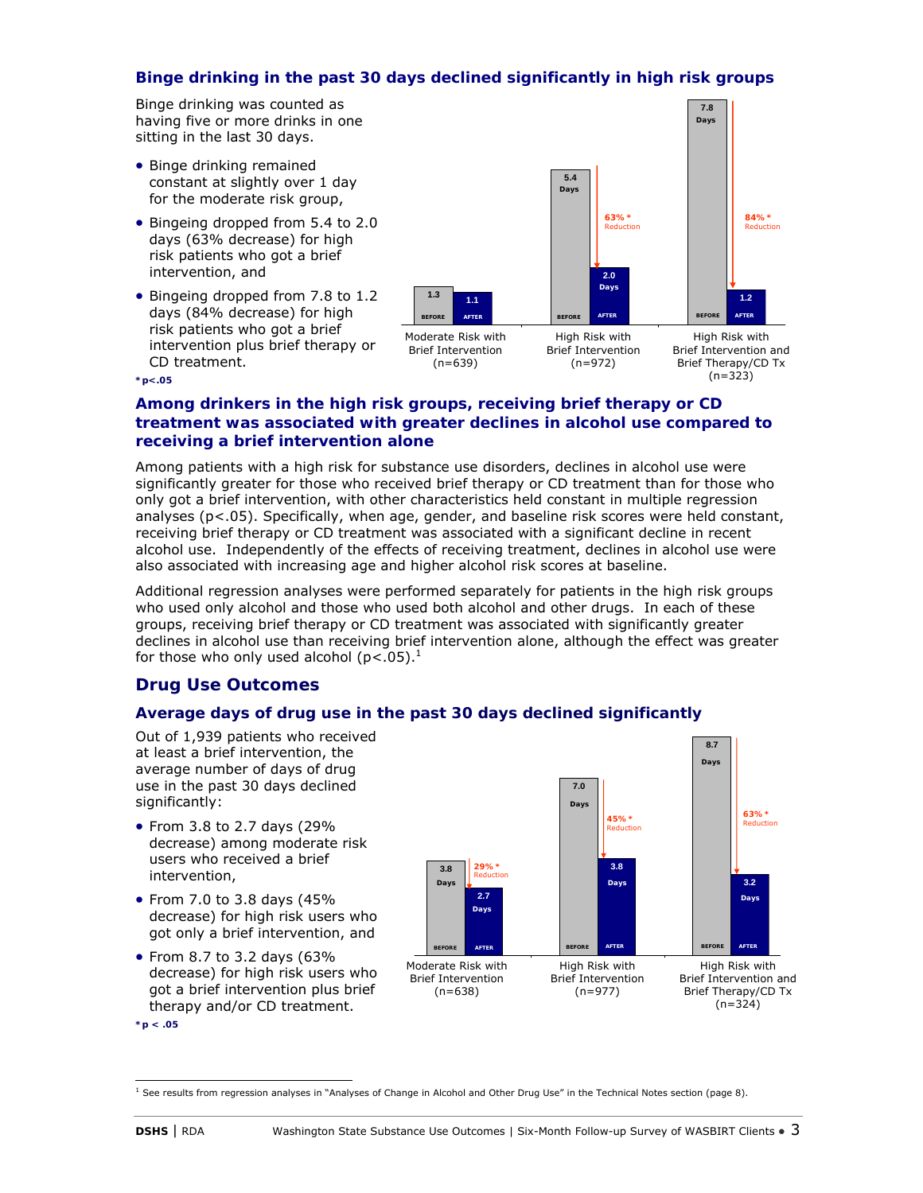### Binge drinking in the past 30 days declined significantly in high risk groups

Binge drinking was counted as having five or more drinks in one sitting in the last 30 days.

- Binge drinking remained constant at slightly over 1 day for the moderate risk group,
- Bingeing dropped from 5.4 to 2.0 days (63% decrease) for high risk patients who got a brief intervention, and
- Bingeing dropped from 7.8 to 1.2 days (84% decrease) for high risk patients who got a brief intervention plus brief therapy or CD treatment.

| | BEFORE | AFTER | Reduction |
|---|---|---|---|
| Moderate Risk with Brief Intervention (n=639) | 1.3 | 1.1 | |
| High Risk with Brief Intervention (n=972) | 5.4 Days | 2.0 Days | 63%* |
| High Risk with Brief Intervention and Brief Therapy/CD Tx (n=323) | 7.8 Days | 1.2 | 84%* |

*p<.05

### Among drinkers in the high risk groups, receiving brief therapy or CD treatment was associated with greater declines in alcohol use compared to receiving a brief intervention alone

Among patients with a high risk for substance use disorders, declines in alcohol use were significantly greater for those who received brief therapy or CD treatment than for those who only got a brief intervention, with other characteristics held constant in multiple regression analyses ($p<.05$). Specifically, when age, gender, and baseline risk scores were held constant, receiving brief therapy or CD treatment was associated with a significant decline in recent alcohol use. Independently of the effects of receiving treatment, declines in alcohol use were also associated with increasing age and higher alcohol risk scores at baseline.

Additional regression analyses were performed separately for patients in the high risk groups who used only alcohol and those who used both alcohol and other drugs. In each of these groups, receiving brief therapy or CD treatment was associated with significantly greater declines in alcohol use than receiving brief intervention alone, although the effect was greater for those who only used alcohol ($p<.05$).[1]

## Drug Use Outcomes

### Average days of drug use in the past 30 days declined significantly

Out of 1,939 patients who received at least a brief intervention, the average number of days of drug use in the past 30 days declined significantly:

- From 3.8 to 2.7 days (29% decrease) among moderate risk users who received a brief intervention,
- From 7.0 to 3.8 days (45% decrease) for high risk users who got only a brief intervention, and
- From 8.7 to 3.2 days (63% decrease) for high risk users who got a brief intervention plus brief therapy and/or CD treatment.

| | BEFORE | AFTER | Reduction |
|---|---|---|---|
| Moderate Risk with Brief Intervention (n=638) | 3.8 Days | 2.7 Days | 29%* |
| High Risk with Brief Intervention (n=977) | 7.0 Days | 3.8 Days | 45%* |
| High Risk with Brief Intervention and Brief Therapy/CD Tx (n=324) | 8.7 Days | 3.2 Days | 63%* |

*p < .05

[1] See results from regression analyses in "Analyses of Change in Alcohol and Other Drug Use" in the Technical Notes section (page 8).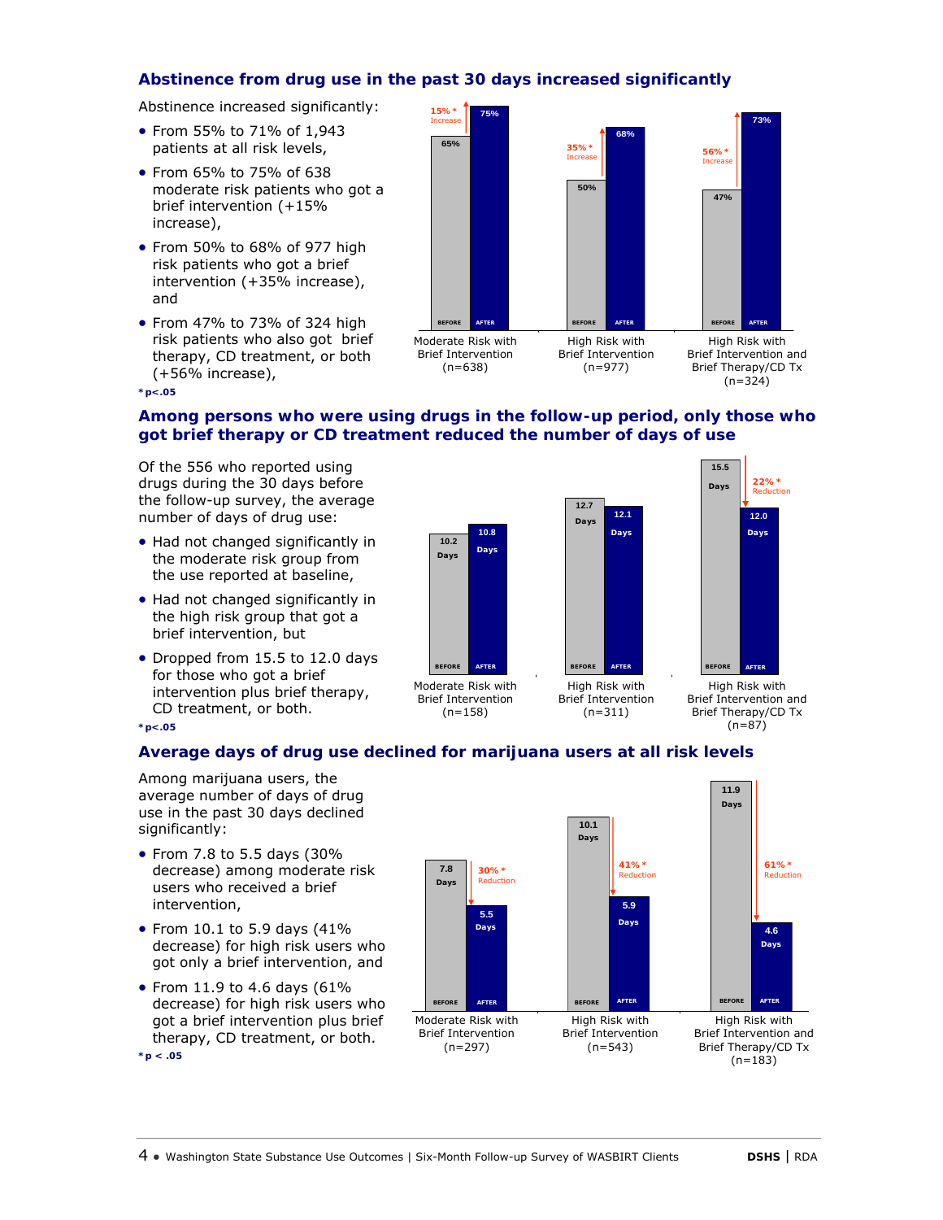## Abstinence from drug use in the past 30 days increased significantly

Abstinence increased significantly:

- From 55% to 71% of 1,943 patients at all risk levels,
- From 65% to 75% of 638 moderate risk patients who got a brief intervention (+15% increase),
- From 50% to 68% of 977 high risk patients who got a brief intervention (+35% increase), and
- From 47% to 73% of 324 high risk patients who also got brief therapy, CD treatment, or both (+56% increase),

| | Before | After | Change |
|---|---|---|---|
| Moderate Risk with Brief Intervention (n=638) | 65% | 75% | 15%* Increase |
| High Risk with Brief Intervention (n=977) | 50% | 68% | 35%* Increase |
| High Risk with Brief Intervention and Brief Therapy/CD Tx (n=324) | 47% | 73% | 56%* Increase |

*p<.05

## Among persons who were using drugs in the follow-up period, only those who got brief therapy or CD treatment reduced the number of days of use

Of the 556 who reported using drugs during the 30 days before the follow-up survey, the average number of days of drug use:

- Had not changed significantly in the moderate risk group from the use reported at baseline,
- Had not changed significantly in the high risk group that got a brief intervention, but
- Dropped from 15.5 to 12.0 days for those who got a brief intervention plus brief therapy, CD treatment, or both.

| | Before | After | Change |
|---|---|---|---|
| Moderate Risk with Brief Intervention (n=158) | 10.2 Days | 10.8 Days | |
| High Risk with Brief Intervention (n=311) | 12.7 Days | 12.1 Days | |
| High Risk with Brief Intervention and Brief Therapy/CD Tx (n=87) | 15.5 Days | 12.0 Days | 22%* Reduction |

*p<.05

## Average days of drug use declined for marijuana users at all risk levels

Among marijuana users, the average number of days of drug use in the past 30 days declined significantly:

- From 7.8 to 5.5 days (30% decrease) among moderate risk users who received a brief intervention,
- From 10.1 to 5.9 days (41% decrease) for high risk users who got only a brief intervention, and
- From 11.9 to 4.6 days (61% decrease) for high risk users who got a brief intervention plus brief therapy, CD treatment, or both.

| | Before | After | Change |
|---|---|---|---|
| Moderate Risk with Brief Intervention (n=297) | 7.8 Days | 5.5 Days | 30%* Reduction |
| High Risk with Brief Intervention (n=543) | 10.1 Days | 5.9 Days | 41%* Reduction |
| High Risk with Brief Intervention and Brief Therapy/CD Tx (n=183) | 11.9 Days | 4.6 Days | 61%* Reduction |

*p < .05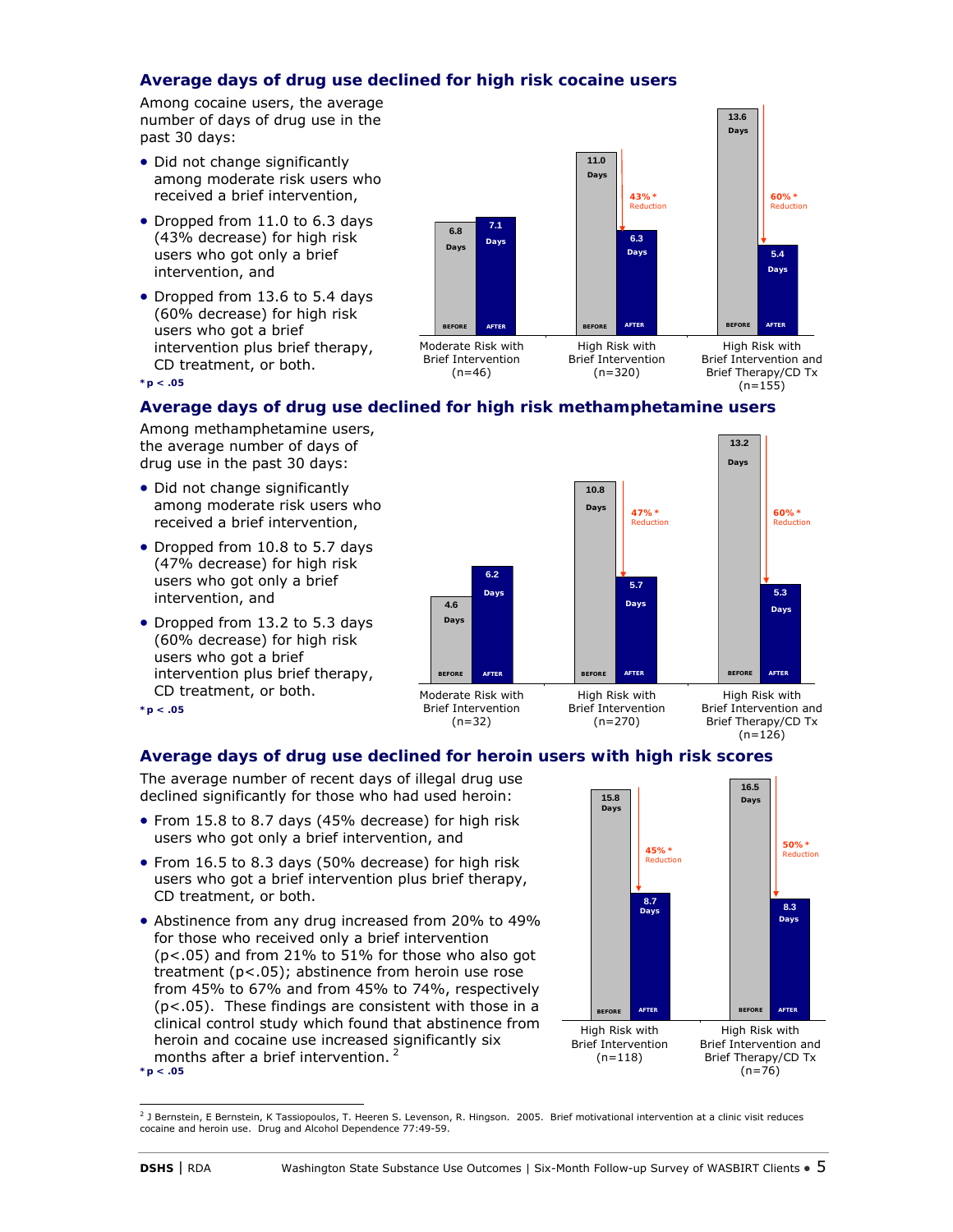## Average days of drug use declined for high risk cocaine users

Among cocaine users, the average number of days of drug use in the past 30 days:

- Did not change significantly among moderate risk users who received a brief intervention,
- Dropped from 11.0 to 6.3 days (43% decrease) for high risk users who got only a brief intervention, and
- Dropped from 13.6 to 5.4 days (60% decrease) for high risk users who got a brief intervention plus brief therapy, CD treatment, or both.

*p < .05

| | Moderate Risk with Brief Intervention (n=46) | High Risk with Brief Intervention (n=320) | High Risk with Brief Intervention and Brief Therapy/CD Tx (n=155) |
|---|---|---|---|
| BEFORE | 6.8 Days | 11.0 Days | 13.6 Days |
| AFTER | 7.1 Days | 6.3 Days | 5.4 Days |
| Reduction | | 43%* | 60%* |

## Average days of drug use declined for high risk methamphetamine users

Among methamphetamine users, the average number of days of drug use in the past 30 days:

- Did not change significantly among moderate risk users who received a brief intervention,
- Dropped from 10.8 to 5.7 days (47% decrease) for high risk users who got only a brief intervention, and
- Dropped from 13.2 to 5.3 days (60% decrease) for high risk users who got a brief intervention plus brief therapy, CD treatment, or both.

*p < .05

| | Moderate Risk with Brief Intervention (n=32) | High Risk with Brief Intervention (n=270) | High Risk with Brief Intervention and Brief Therapy/CD Tx (n=126) |
|---|---|---|---|
| BEFORE | 4.6 Days | 10.8 Days | 13.2 Days |
| AFTER | 6.2 Days | 5.7 Days | 5.3 Days |
| Reduction | | 47%* | 60%* |

## Average days of drug use declined for heroin users with high risk scores

The average number of recent days of illegal drug use declined significantly for those who had used heroin:

- From 15.8 to 8.7 days (45% decrease) for high risk users who got only a brief intervention, and
- From 16.5 to 8.3 days (50% decrease) for high risk users who got a brief intervention plus brief therapy, CD treatment, or both.
- Abstinence from any drug increased from 20% to 49% for those who received only a brief intervention (p<.05) and from 21% to 51% for those who also got treatment (p<.05); abstinence from heroin use rose from 45% to 67% and from 45% to 74%, respectively (p<.05). These findings are consistent with those in a clinical control study which found that abstinence from heroin and cocaine use increased significantly six months after a brief intervention.[2]

*p < .05

| | High Risk with Brief Intervention (n=118) | High Risk with Brief Intervention and Brief Therapy/CD Tx (n=76) |
|---|---|---|
| BEFORE | 15.8 Days | 16.5 Days |
| AFTER | 8.7 Days | 8.3 Days |
| Reduction | 45%* | 50%* |

---

[2] J Bernstein, E Bernstein, K Tassiopoulos, T. Heeren S. Levenson, R. Hingson. 2005. Brief motivational intervention at a clinic visit reduces cocaine and heroin use. Drug and Alcohol Dependence 77:49-59.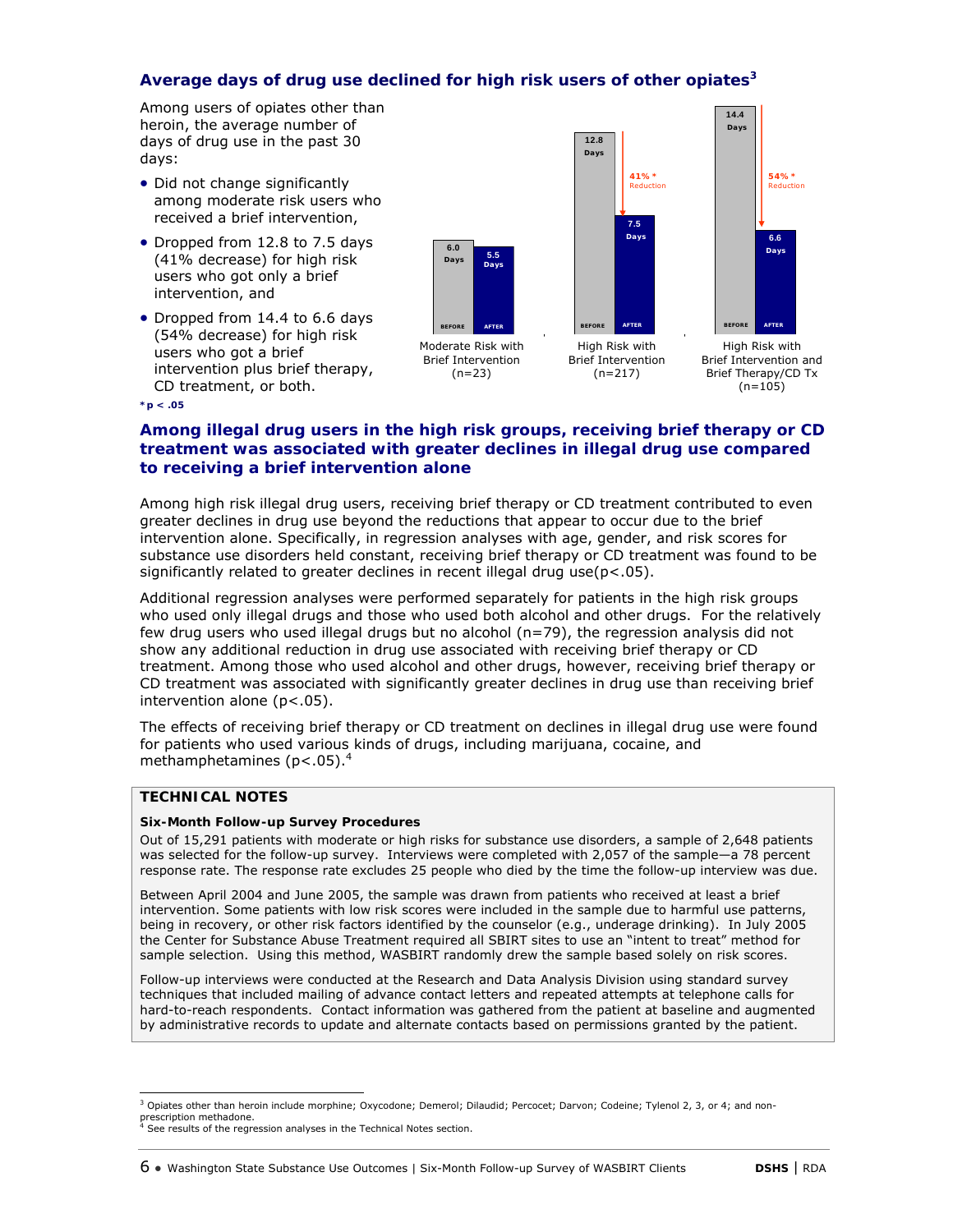### Average days of drug use declined for high risk users of other opiates[3]

Among users of opiates other than heroin, the average number of days of drug use in the past 30 days:

- Did not change significantly among moderate risk users who received a brief intervention,
- Dropped from 12.8 to 7.5 days (41% decrease) for high risk users who got only a brief intervention, and
- Dropped from 14.4 to 6.6 days (54% decrease) for high risk users who got a brief intervention plus brief therapy, CD treatment, or both.

| | BEFORE | AFTER | Reduction |
|---|---|---|---|
| Moderate Risk with Brief Intervention (n=23) | 6.0 Days | 5.5 Days | |
| High Risk with Brief Intervention (n=217) | 12.8 Days | 7.5 Days | 41% * |
| High Risk with Brief Intervention and Brief Therapy/CD Tx (n=105) | 14.4 Days | 6.6 Days | 54% * |

*p < .05

### Among illegal drug users in the high risk groups, receiving brief therapy or CD treatment was associated with greater declines in illegal drug use compared to receiving a brief intervention alone

Among high risk illegal drug users, receiving brief therapy or CD treatment contributed to even greater declines in drug use beyond the reductions that appear to occur due to the brief intervention alone. Specifically, in regression analyses with age, gender, and risk scores for substance use disorders held constant, receiving brief therapy or CD treatment was found to be significantly related to greater declines in recent illegal drug use($p<.05$).

Additional regression analyses were performed separately for patients in the high risk groups who used only illegal drugs and those who used both alcohol and other drugs. For the relatively few drug users who used illegal drugs but no alcohol (n=79), the regression analysis did not show any additional reduction in drug use associated with receiving brief therapy or CD treatment. Among those who used alcohol and other drugs, however, receiving brief therapy or CD treatment was associated with significantly greater declines in drug use than receiving brief intervention alone ($p<.05$).

The effects of receiving brief therapy or CD treatment on declines in illegal drug use were found for patients who used various kinds of drugs, including marijuana, cocaine, and methamphetamines ($p<.05$).[4]

## TECHNICAL NOTES

**Six-Month Follow-up Survey Procedures**

Out of 15,291 patients with moderate or high risks for substance use disorders, a sample of 2,648 patients was selected for the follow-up survey. Interviews were completed with 2,057 of the sample—a 78 percent response rate. The response rate excludes 25 people who died by the time the follow-up interview was due.

Between April 2004 and June 2005, the sample was drawn from patients who received at least a brief intervention. Some patients with low risk scores were included in the sample due to harmful use patterns, being in recovery, or other risk factors identified by the counselor (e.g., underage drinking). In July 2005 the Center for Substance Abuse Treatment required all SBIRT sites to use an "intent to treat" method for sample selection. Using this method, WASBIRT randomly drew the sample based solely on risk scores.

Follow-up interviews were conducted at the Research and Data Analysis Division using standard survey techniques that included mailing of advance contact letters and repeated attempts at telephone calls for hard-to-reach respondents. Contact information was gathered from the patient at baseline and augmented by administrative records to update and alternate contacts based on permissions granted by the patient.

---

[3] Opiates other than heroin include morphine; Oxycodone; Demerol; Dilaudid; Percocet; Darvon; Codeine; Tylenol 2, 3, or 4; and non-prescription methadone.

[4] See results of the regression analyses in the Technical Notes section.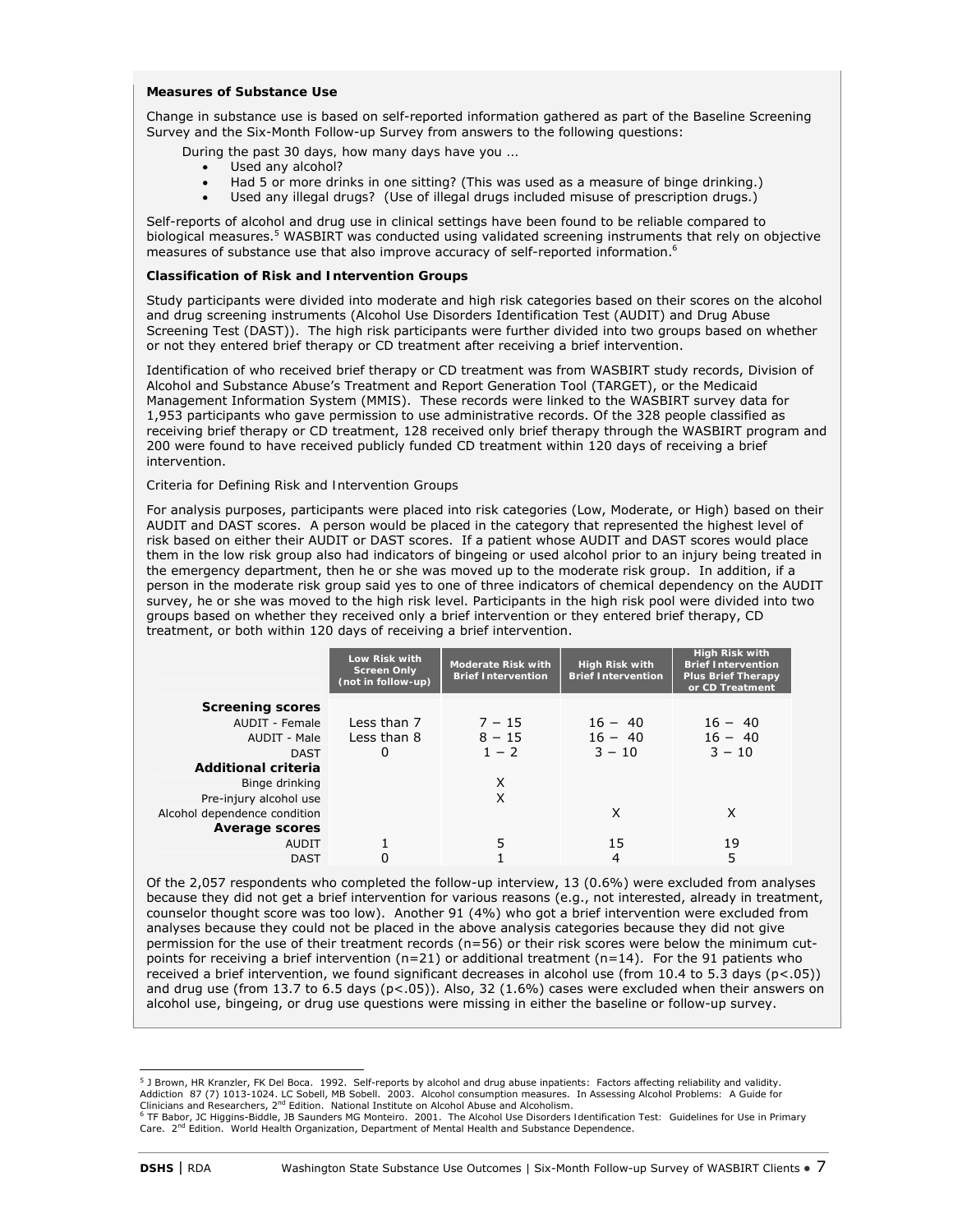**Measures of Substance Use**

Change in substance use is based on self-reported information gathered as part of the Baseline Screening Survey and the Six-Month Follow-up Survey from answers to the following questions:

During the past 30 days, how many days have you …

- Used any alcohol?
- Had 5 or more drinks in one sitting? (This was used as a measure of binge drinking.)
- Used any illegal drugs? (Use of illegal drugs included misuse of prescription drugs.)

Self-reports of alcohol and drug use in clinical settings have been found to be reliable compared to biological measures.[5] WASBIRT was conducted using validated screening instruments that rely on objective measures of substance use that also improve accuracy of self-reported information.[6]

**Classification of Risk and Intervention Groups**

Study participants were divided into moderate and high risk categories based on their scores on the alcohol and drug screening instruments (Alcohol Use Disorders Identification Test (AUDIT) and Drug Abuse Screening Test (DAST)). The high risk participants were further divided into two groups based on whether or not they entered brief therapy or CD treatment after receiving a brief intervention.

Identification of who received brief therapy or CD treatment was from WASBIRT study records, Division of Alcohol and Substance Abuse's Treatment and Report Generation Tool (TARGET), or the Medicaid Management Information System (MMIS). These records were linked to the WASBIRT survey data for 1,953 participants who gave permission to use administrative records. Of the 328 people classified as receiving brief therapy or CD treatment, 128 received only brief therapy through the WASBIRT program and 200 were found to have received publicly funded CD treatment within 120 days of receiving a brief intervention.

Criteria for Defining Risk and Intervention Groups

For analysis purposes, participants were placed into risk categories (Low, Moderate, or High) based on their AUDIT and DAST scores. A person would be placed in the category that represented the highest level of risk based on either their AUDIT or DAST scores. If a patient whose AUDIT and DAST scores would place them in the low risk group also had indicators of bingeing or used alcohol prior to an injury being treated in the emergency department, then he or she was moved up to the moderate risk group. In addition, if a person in the moderate risk group said yes to one of three indicators of chemical dependency on the AUDIT survey, he or she was moved to the high risk level. Participants in the high risk pool were divided into two groups based on whether they received only a brief intervention or they entered brief therapy, CD treatment, or both within 120 days of receiving a brief intervention.

| | Low Risk with Screen Only (not in follow-up) | Moderate Risk with Brief Intervention | High Risk with Brief Intervention | High Risk with Brief Intervention Plus Brief Therapy or CD Treatment |
|---|---|---|---|---|
| **Screening scores** | | | | |
| AUDIT - Female | Less than 7 | 7 – 15 | 16 – 40 | 16 – 40 |
| AUDIT - Male | Less than 8 | 8 – 15 | 16 – 40 | 16 – 40 |
| DAST | 0 | 1 – 2 | 3 – 10 | 3 – 10 |
| **Additional criteria** | | | | |
| Binge drinking | | X | | |
| Pre-injury alcohol use | | X | | |
| Alcohol dependence condition | | | X | X |
| **Average scores** | | | | |
| AUDIT | 1 | 5 | 15 | 19 |
| DAST | 0 | 1 | 4 | 5 |

Of the 2,057 respondents who completed the follow-up interview, 13 (0.6%) were excluded from analyses because they did not get a brief intervention for various reasons (e.g., not interested, already in treatment, counselor thought score was too low). Another 91 (4%) who got a brief intervention were excluded from analyses because they could not be placed in the above analysis categories because they did not give permission for the use of their treatment records (n=56) or their risk scores were below the minimum cut-points for receiving a brief intervention (n=21) or additional treatment (n=14). For the 91 patients who received a brief intervention, we found significant decreases in alcohol use (from 10.4 to 5.3 days ($p<.05$)) and drug use (from 13.7 to 6.5 days ($p<.05$)). Also, 32 (1.6%) cases were excluded when their answers on alcohol use, bingeing, or drug use questions were missing in either the baseline or follow-up survey.

---

[5] J Brown, HR Kranzler, FK Del Boca. 1992. Self-reports by alcohol and drug abuse inpatients: Factors affecting reliability and validity. Addiction 87 (7) 1013-1024. LC Sobell, MB Sobell. 2003. Alcohol consumption measures. In Assessing Alcohol Problems: A Guide for Clinicians and Researchers, 2nd Edition. National Institute on Alcohol Abuse and Alcoholism.

[6] TF Babor, JC Higgins-Biddle, JB Saunders MG Monteiro. 2001. The Alcohol Use Disorders Identification Test: Guidelines for Use in Primary Care. 2nd Edition. World Health Organization, Department of Mental Health and Substance Dependence.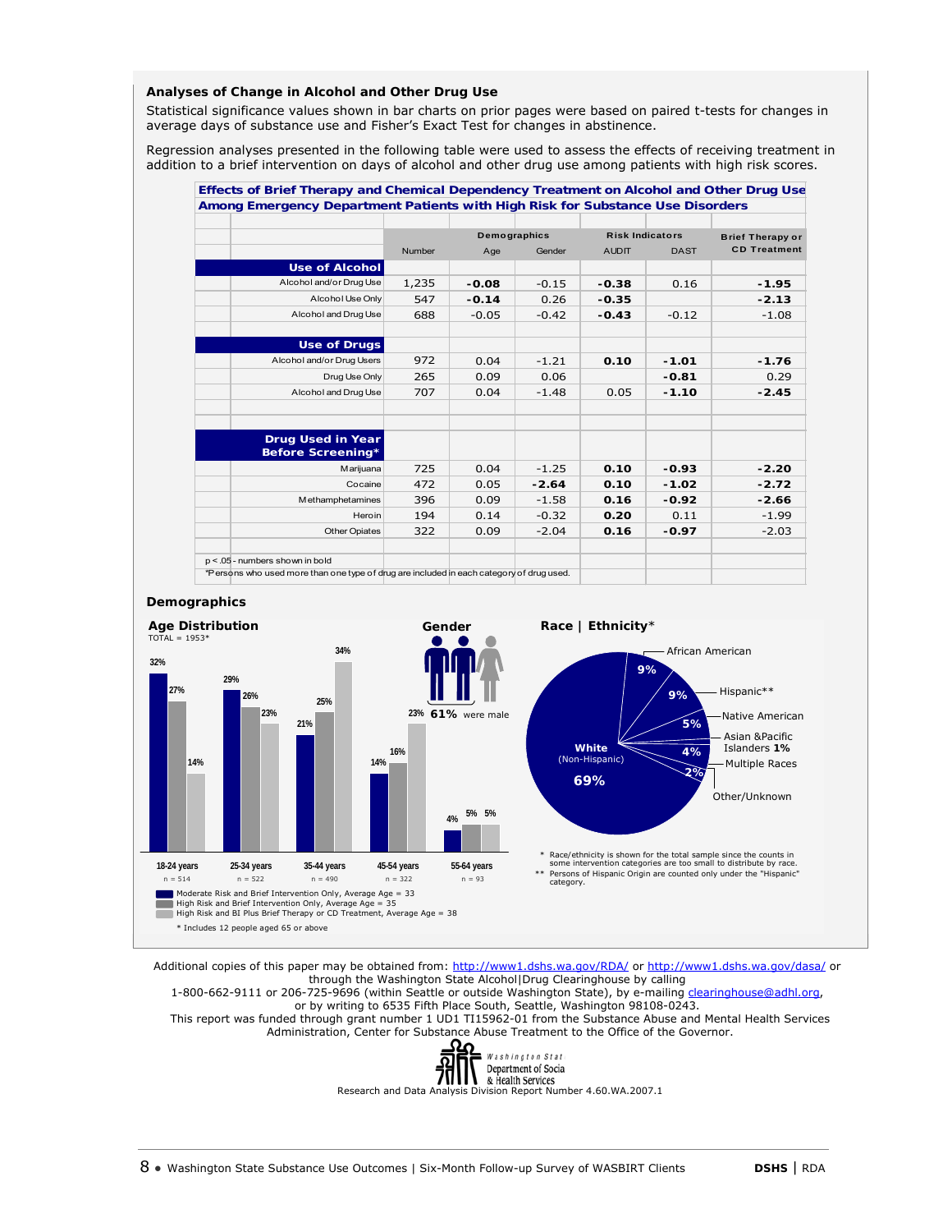### Analyses of Change in Alcohol and Other Drug Use

Statistical significance values shown in bar charts on prior pages were based on paired t-tests for changes in average days of substance use and Fisher's Exact Test for changes in abstinence.

Regression analyses presented in the following table were used to assess the effects of receiving treatment in addition to a brief intervention on days of alcohol and other drug use among patients with high risk scores.

**Effects of Brief Therapy and Chemical Dependency Treatment on Alcohol and Other Drug Use Among Emergency Department Patients with High Risk for Substance Use Disorders**

| | | Demographics | | Risk Indicators | | Brief Therapy or CD Treatment |
|---|---|---|---|---|---|---|
| | Number | Age | Gender | AUDIT | DAST | |
| **Use of Alcohol** | | | | | | |
| Alcohol and/or Drug Use | 1,235 | **-0.08** | -0.15 | **-0.38** | 0.16 | **-1.95** |
| Alcohol Use Only | 547 | **-0.14** | 0.26 | **-0.35** | | **-2.13** |
| Alcohol and Drug Use | 688 | -0.05 | -0.42 | **-0.43** | -0.12 | -1.08 |
| **Use of Drugs** | | | | | | |
| Alcohol and/or Drug Users | 972 | 0.04 | -1.21 | **0.10** | **-1.01** | **-1.76** |
| Drug Use Only | 265 | 0.09 | 0.06 | | **-0.81** | 0.29 |
| Alcohol and Drug Use | 707 | 0.04 | -1.48 | 0.05 | **-1.10** | **-2.45** |
| **Drug Used in Year Before Screening*** | | | | | | |
| Marijuana | 725 | 0.04 | -1.25 | **0.10** | **-0.93** | **-2.20** |
| Cocaine | 472 | 0.05 | **-2.64** | **0.10** | **-1.02** | **-2.72** |
| Methamphetamines | 396 | 0.09 | -1.58 | **0.16** | **-0.92** | **-2.66** |
| Heroin | 194 | 0.14 | -0.32 | **0.20** | 0.11 | -1.99 |
| Other Opiates | 322 | 0.09 | -2.04 | **0.16** | **-0.97** | -2.03 |

p < .05 - numbers shown in bold

*Persons who used more than one type of drug are included in each category of drug used.

### Demographics

**Age Distribution**

TOTAL = 1953*

18-24 years, n = 514: 32%, 27%, 14%

25-34 years, n = 522: 29%, 26%, 23%

35-44 years, n = 490: 21%, 25%, 34%

45-54 years, n = 322: 14%, 16%, 23%

55-64 years, n = 93: 4%, 5%, 5%

Moderate Risk and Brief Intervention Only, Average Age = 33

High Risk and Brief Intervention Only, Average Age = 35

High Risk and BI Plus Brief Therapy or CD Treatment, Average Age = 38

\* Includes 12 people aged 65 or above

**Gender**

61% were male

**Race | Ethnicity***

White (Non-Hispanic) 69%

African American 9%

Hispanic** 9%

Native American 5%

Asian & Pacific Islanders 1%

Multiple Races 4%

Other/Unknown 2%

\* Race/ethnicity is shown for the total sample since the counts in some intervention categories are too small to distribute by race.

\*\* Persons of Hispanic Origin are counted only under the "Hispanic" category.

Additional copies of this paper may be obtained from: http://www1.dshs.wa.gov/RDA/ or http://www1.dshs.wa.gov/dasa/ or through the Washington State Alcohol|Drug Clearinghouse by calling 1-800-662-9111 or 206-725-9696 (within Seattle or outside Washington State), by e-mailing clearinghouse@adhl.org, or by writing to 6535 Fifth Place South, Seattle, Washington 98108-0243.

This report was funded through grant number 1 UD1 TI15962-01 from the Substance Abuse and Mental Health Services Administration, Center for Substance Abuse Treatment to the Office of the Governor.

Washington State Department of Social & Health Services

Research and Data Analysis Division Report Number 4.60.WA.2007.1